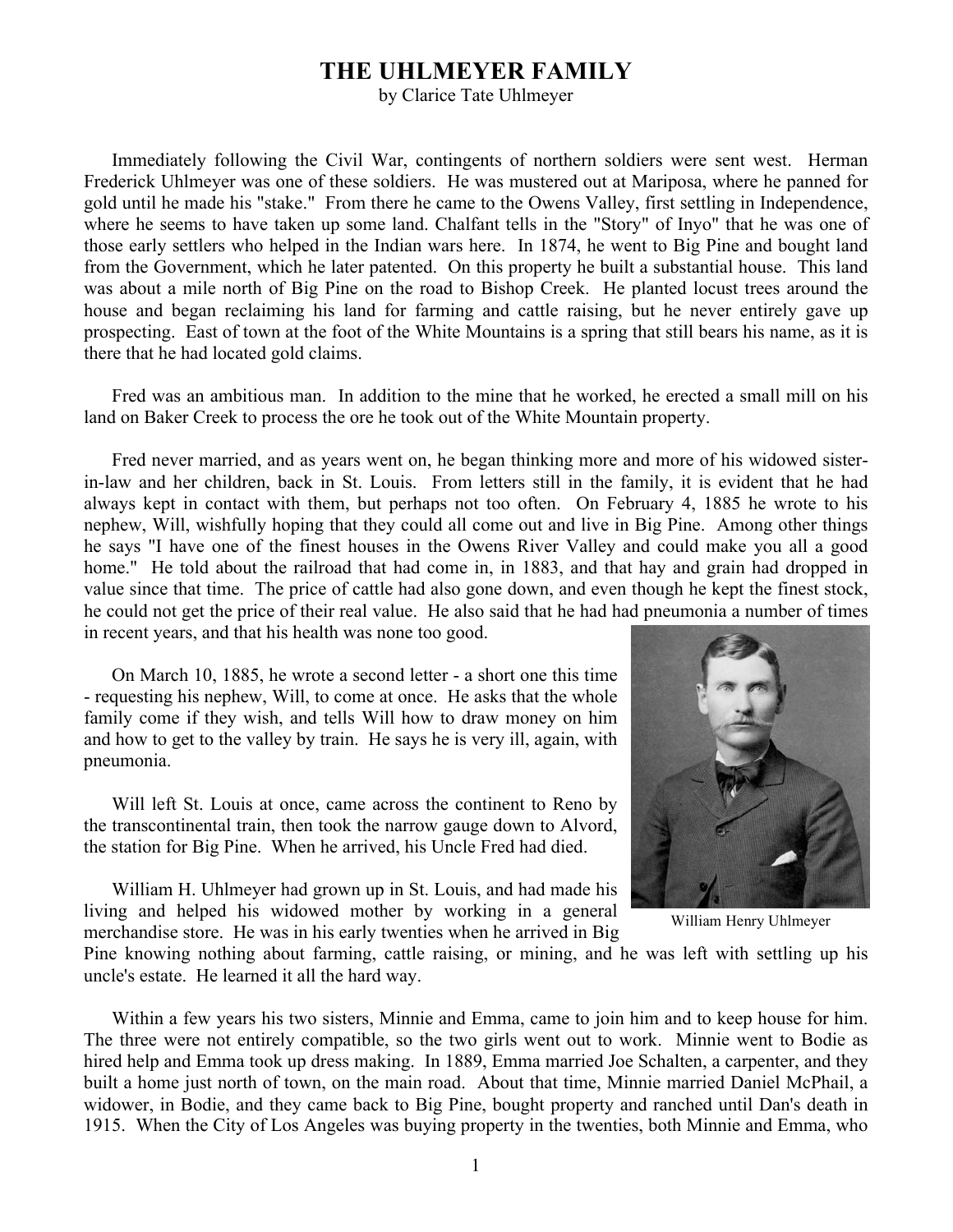# THE UHLMEYER FAMILY

by Clarice Tate Uhlmeyer

Immediately following the Civil War, contingents of northern soldiers were sent west. Herman Frederick Uhlmeyer was one of these soldiers. He was mustered out at Mariposa, where he panned for gold until he made his "stake." From there he came to the Owens Valley, first settling in Independence, where he seems to have taken up some land. Chalfant tells in the "Story" of Inyo" that he was one of those early settlers who helped in the Indian wars here. In 1874, he went to Big Pine and bought land from the Government, which he later patented. On this property he built a substantial house. This land was about a mile north of Big Pine on the road to Bishop Creek. He planted locust trees around the house and began reclaiming his land for farming and cattle raising, but he never entirely gave up prospecting. East of town at the foot of the White Mountains is a spring that still bears his name, as it is there that he had located gold claims.

Fred was an ambitious man. In addition to the mine that he worked, he erected a small mill on his land on Baker Creek to process the ore he took out of the White Mountain property.

Fred never married, and as years went on, he began thinking more and more of his widowed sister-in-law and her children, back in St. Louis. From letters still in the family, it is evident that he had always kept in contact with them, but perhaps not too often. On February 4, 1885 he wrote to his nephew, Will, wishfully hoping that they could all come out and live in Big Pine. Among other things he says "I have one of the finest houses in the Owens River Valley and could make you all a good home." He told about the railroad that had come in, in 1883, and that hay and grain had dropped in value since that time. The price of cattle had also gone down, and even though he kept the finest stock, he could not get the price of their real value. He also said that he had had pneumonia a number of times in recent years, and that his health was none too good.

On March 10, 1885, he wrote a second letter - a short one this time - requesting his nephew, Will, to come at once. He asks that the whole family come if they wish, and tells Will how to draw money on him and how to get to the valley by train. He says he is very ill, again, with pneumonia.

Will left St. Louis at once, came across the continent to Reno by the transcontinental train, then took the narrow gauge down to Alvord, the station for Big Pine. When he arrived, his Uncle Fred had died.

William Henry Uhlmeyer

William H. Uhlmeyer had grown up in St. Louis, and had made his living and helped his widowed mother by working in a general merchandise store. He was in his early twenties when he arrived in Big Pine knowing nothing about farming, cattle raising, or mining, and he was left with settling up his uncle's estate. He learned it all the hard way.

Within a few years his two sisters, Minnie and Emma, came to join him and to keep house for him. The three were not entirely compatible, so the two girls went out to work. Minnie went to Bodie as hired help and Emma took up dress making. In 1889, Emma married Joe Schalten, a carpenter, and they built a home just north of town, on the main road. About that time, Minnie married Daniel McPhail, a widower, in Bodie, and they came back to Big Pine, bought property and ranched until Dan's death in 1915. When the City of Los Angeles was buying property in the twenties, both Minnie and Emma, who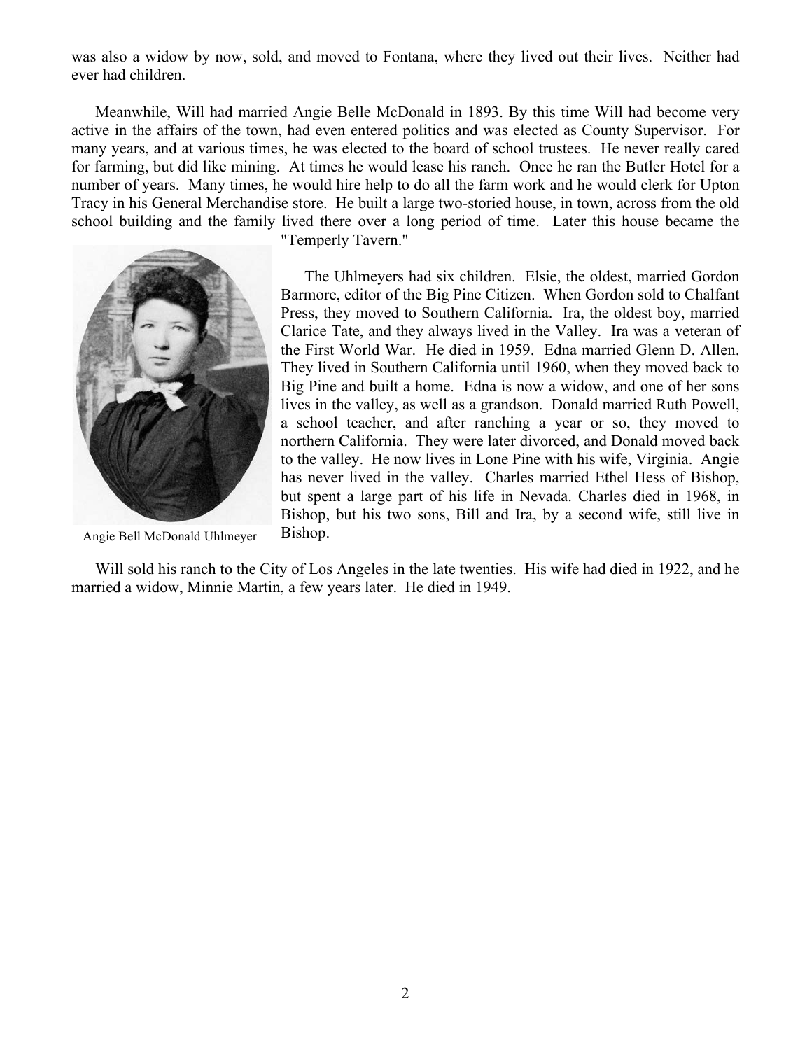was also a widow by now, sold, and moved to Fontana, where they lived out their lives. Neither had ever had children.

Meanwhile, Will had married Angie Belle McDonald in 1893. By this time Will had become very active in the affairs of the town, had even entered politics and was elected as County Supervisor. For many years, and at various times, he was elected to the board of school trustees. He never really cared for farming, but did like mining. At times he would lease his ranch. Once he ran the Butler Hotel for a number of years. Many times, he would hire help to do all the farm work and he would clerk for Upton Tracy in his General Merchandise store. He built a large two-storied house, in town, across from the old school building and the family lived there over a long period of time. Later this house became the "Temperly Tavern."

Angie Bell McDonald Uhlmeyer

The Uhlmeyers had six children. Elsie, the oldest, married Gordon Barmore, editor of the Big Pine Citizen. When Gordon sold to Chalfant Press, they moved to Southern California. Ira, the oldest boy, married Clarice Tate, and they always lived in the Valley. Ira was a veteran of the First World War. He died in 1959. Edna married Glenn D. Allen. They lived in Southern California until 1960, when they moved back to Big Pine and built a home. Edna is now a widow, and one of her sons lives in the valley, as well as a grandson. Donald married Ruth Powell, a school teacher, and after ranching a year or so, they moved to northern California. They were later divorced, and Donald moved back to the valley. He now lives in Lone Pine with his wife, Virginia. Angie has never lived in the valley. Charles married Ethel Hess of Bishop, but spent a large part of his life in Nevada. Charles died in 1968, in Bishop, but his two sons, Bill and Ira, by a second wife, still live in Bishop.

Will sold his ranch to the City of Los Angeles in the late twenties. His wife had died in 1922, and he married a widow, Minnie Martin, a few years later. He died in 1949.